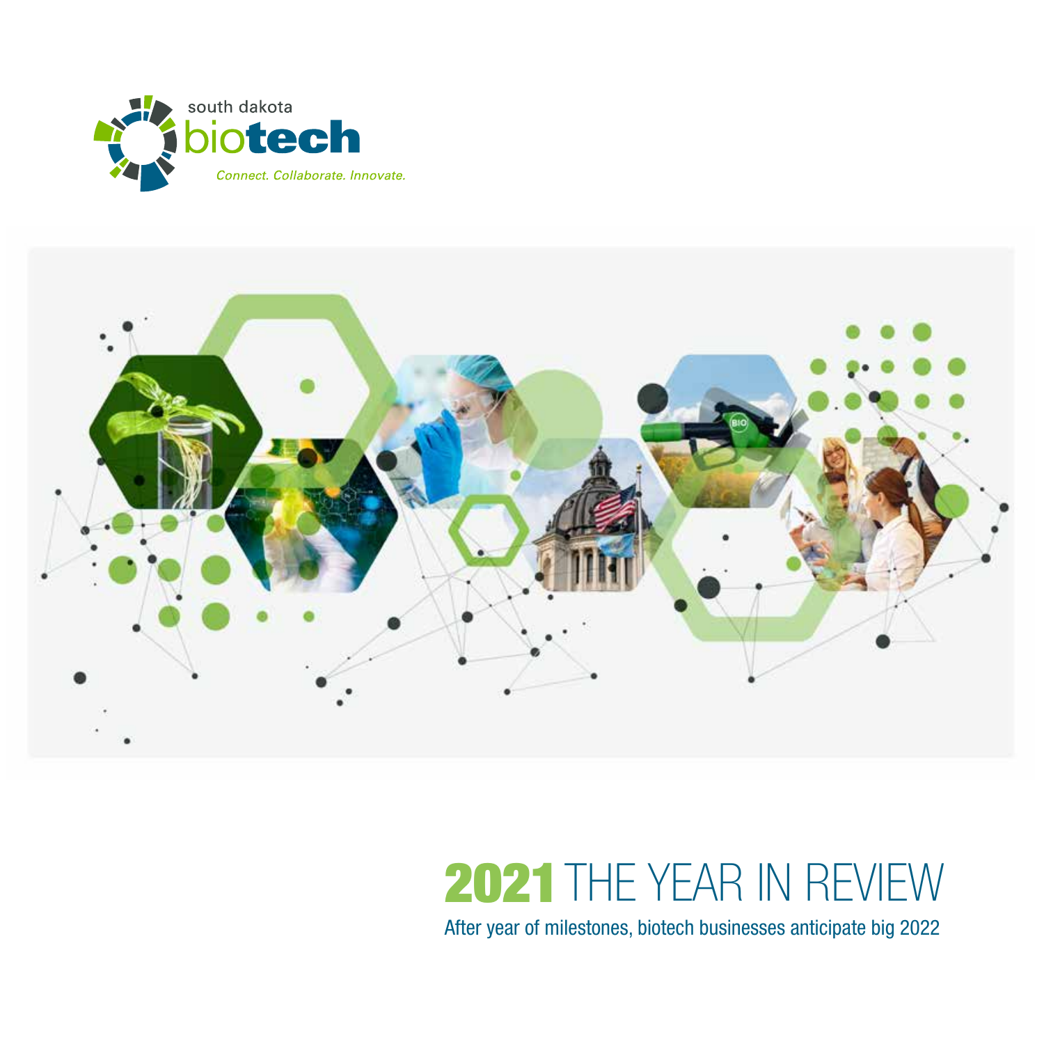south dakota **biotech**

*Connect. Collaborate. Innovate.*

# 2021 THE YEAR IN REVIEW

After year of milestones, biotech businesses anticipate big 2022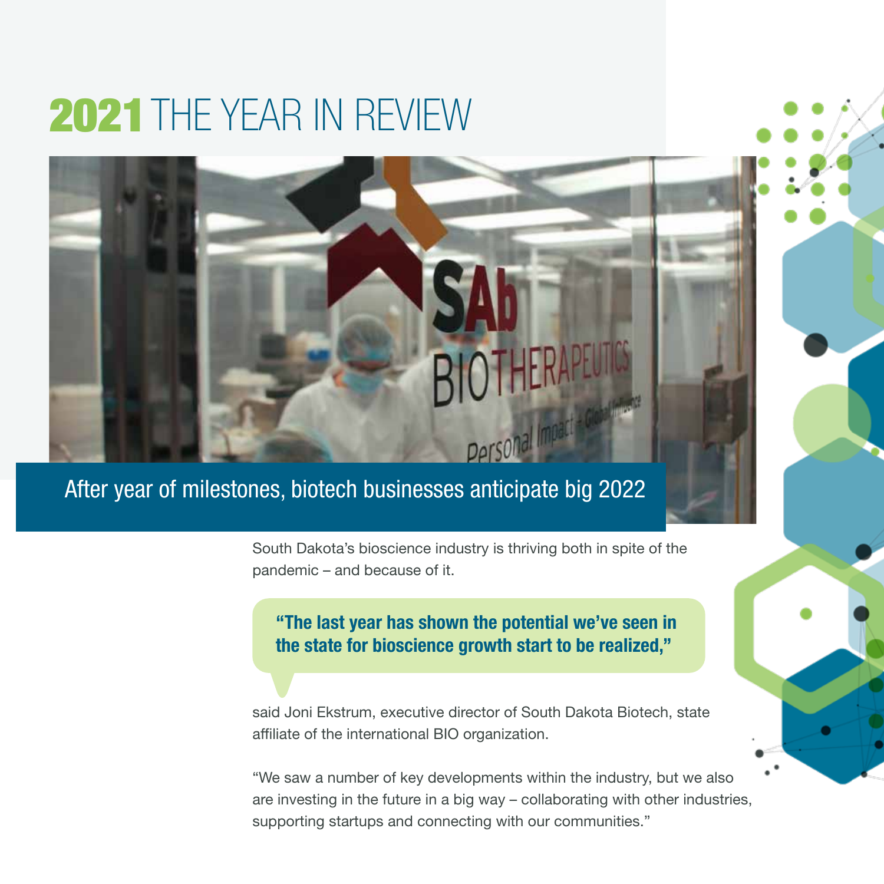# 2021 THE YEAR IN REVIEW

## After year of milestones, biotech businesses anticipate big 2022

South Dakota's bioscience industry is thriving both in spite of the pandemic – and because of it.

> **"The last year has shown the potential we've seen in the state for bioscience growth start to be realized,"**

said Joni Ekstrum, executive director of South Dakota Biotech, state affiliate of the international BIO organization.

"We saw a number of key developments within the industry, but we also are investing in the future in a big way – collaborating with other industries, supporting startups and connecting with our communities."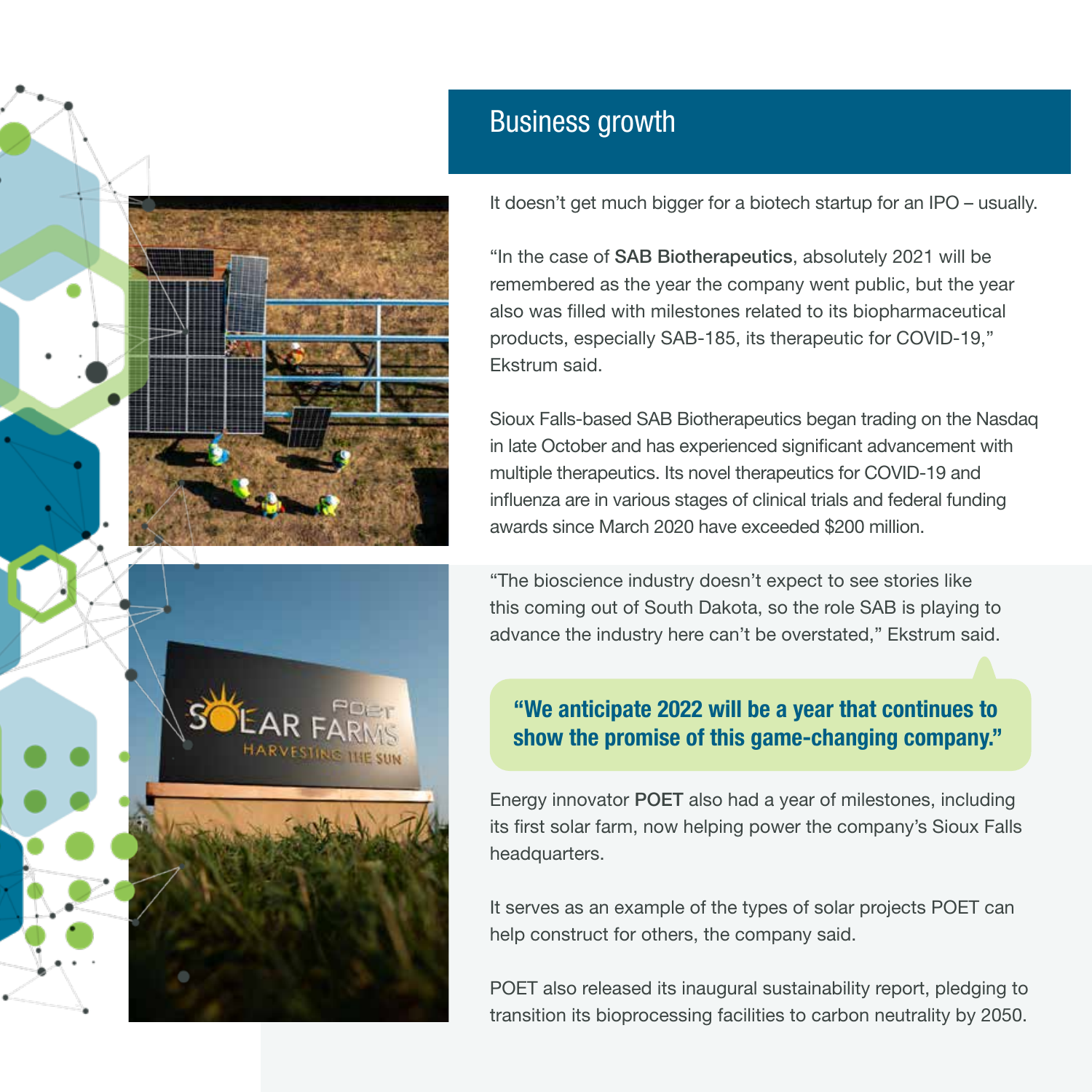## Business growth

It doesn't get much bigger for a biotech startup for an IPO – usually.

"In the case of **SAB Biotherapeutics**, absolutely 2021 will be remembered as the year the company went public, but the year also was filled with milestones related to its biopharmaceutical products, especially SAB-185, its therapeutic for COVID-19," Ekstrum said.

Sioux Falls-based SAB Biotherapeutics began trading on the Nasdaq in late October and has experienced significant advancement with multiple therapeutics. Its novel therapeutics for COVID-19 and influenza are in various stages of clinical trials and federal funding awards since March 2020 have exceeded $200 million.

"The bioscience industry doesn't expect to see stories like this coming out of South Dakota, so the role SAB is playing to advance the industry here can't be overstated," Ekstrum said.

**"We anticipate 2022 will be a year that continues to show the promise of this game-changing company."**

Energy innovator **POET** also had a year of milestones, including its first solar farm, now helping power the company's Sioux Falls headquarters.

It serves as an example of the types of solar projects POET can help construct for others, the company said.

POET also released its inaugural sustainability report, pledging to transition its bioprocessing facilities to carbon neutrality by 2050.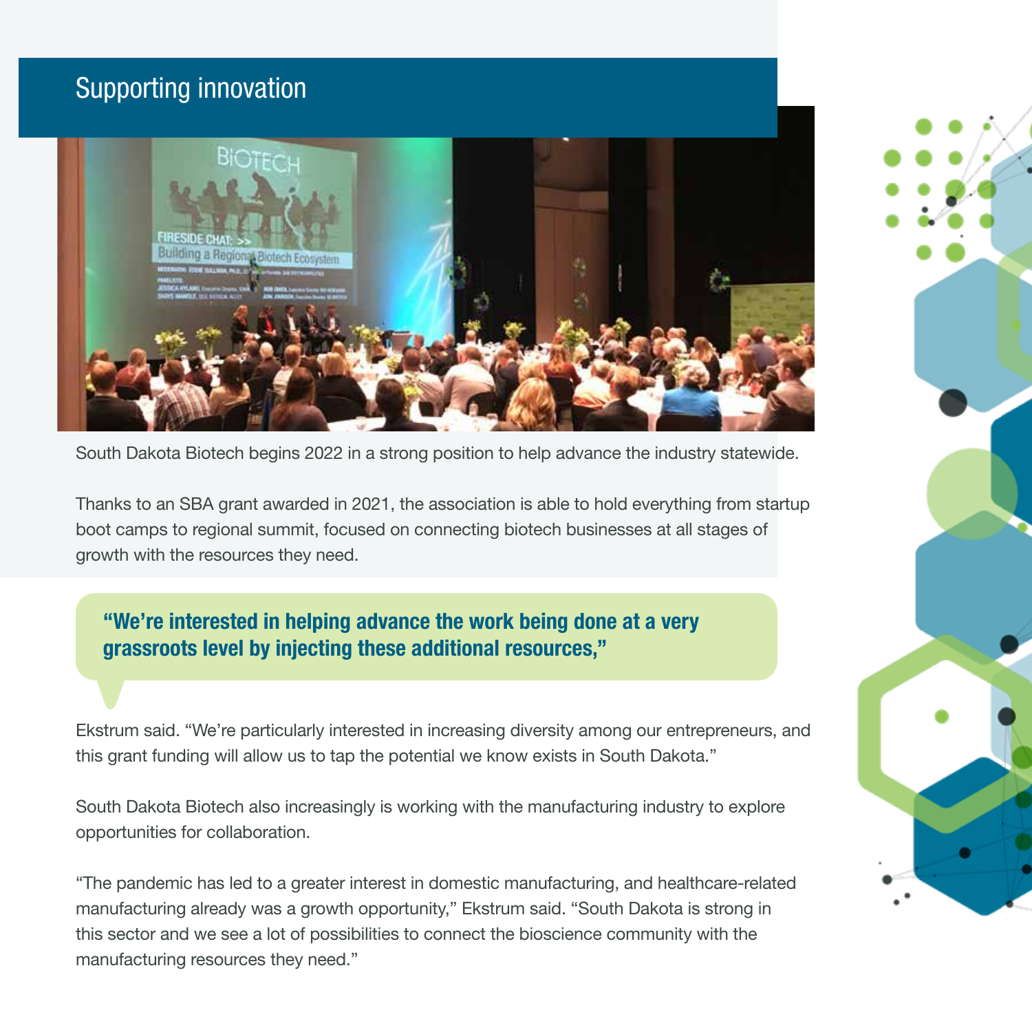## Supporting innovation

South Dakota Biotech begins 2022 in a strong position to help advance the industry statewide.

Thanks to an SBA grant awarded in 2021, the association is able to hold everything from startup boot camps to regional summit, focused on connecting biotech businesses at all stages of growth with the resources they need.

> **"We're interested in helping advance the work being done at a very grassroots level by injecting these additional resources,"**

Ekstrum said. "We're particularly interested in increasing diversity among our entrepreneurs, and this grant funding will allow us to tap the potential we know exists in South Dakota."

South Dakota Biotech also increasingly is working with the manufacturing industry to explore opportunities for collaboration.

"The pandemic has led to a greater interest in domestic manufacturing, and healthcare-related manufacturing already was a growth opportunity," Ekstrum said. "South Dakota is strong in this sector and we see a lot of possibilities to connect the bioscience community with the manufacturing resources they need."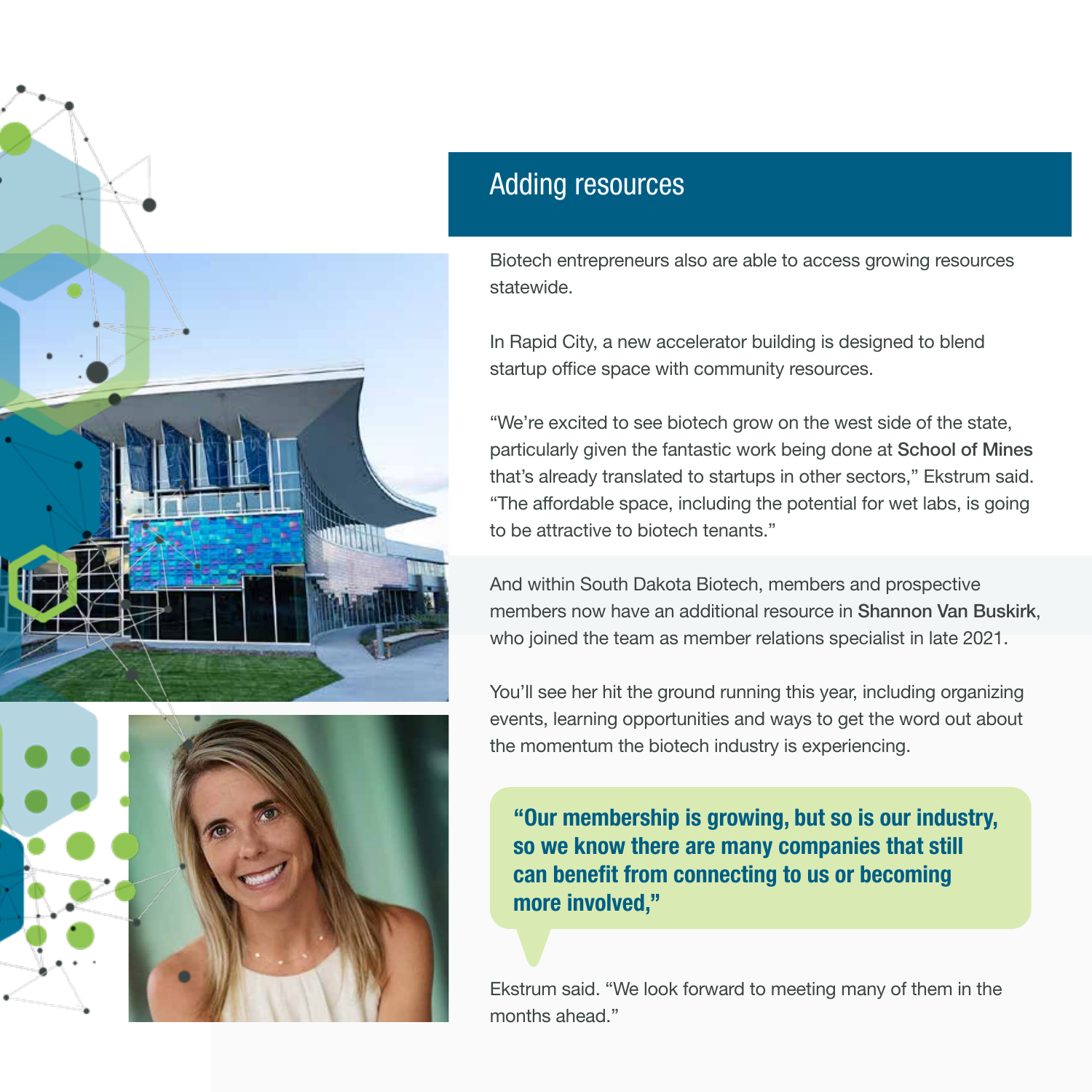## Adding resources

Biotech entrepreneurs also are able to access growing resources statewide.

In Rapid City, a new accelerator building is designed to blend startup office space with community resources.

"We're excited to see biotech grow on the west side of the state, particularly given the fantastic work being done at School of Mines that's already translated to startups in other sectors," Ekstrum said. "The affordable space, including the potential for wet labs, is going to be attractive to biotech tenants."

And within South Dakota Biotech, members and prospective members now have an additional resource in Shannon Van Buskirk, who joined the team as member relations specialist in late 2021.

You'll see her hit the ground running this year, including organizing events, learning opportunities and ways to get the word out about the momentum the biotech industry is experiencing.

> **"Our membership is growing, but so is our industry, so we know there are many companies that still can benefit from connecting to us or becoming more involved,"**

Ekstrum said. "We look forward to meeting many of them in the months ahead."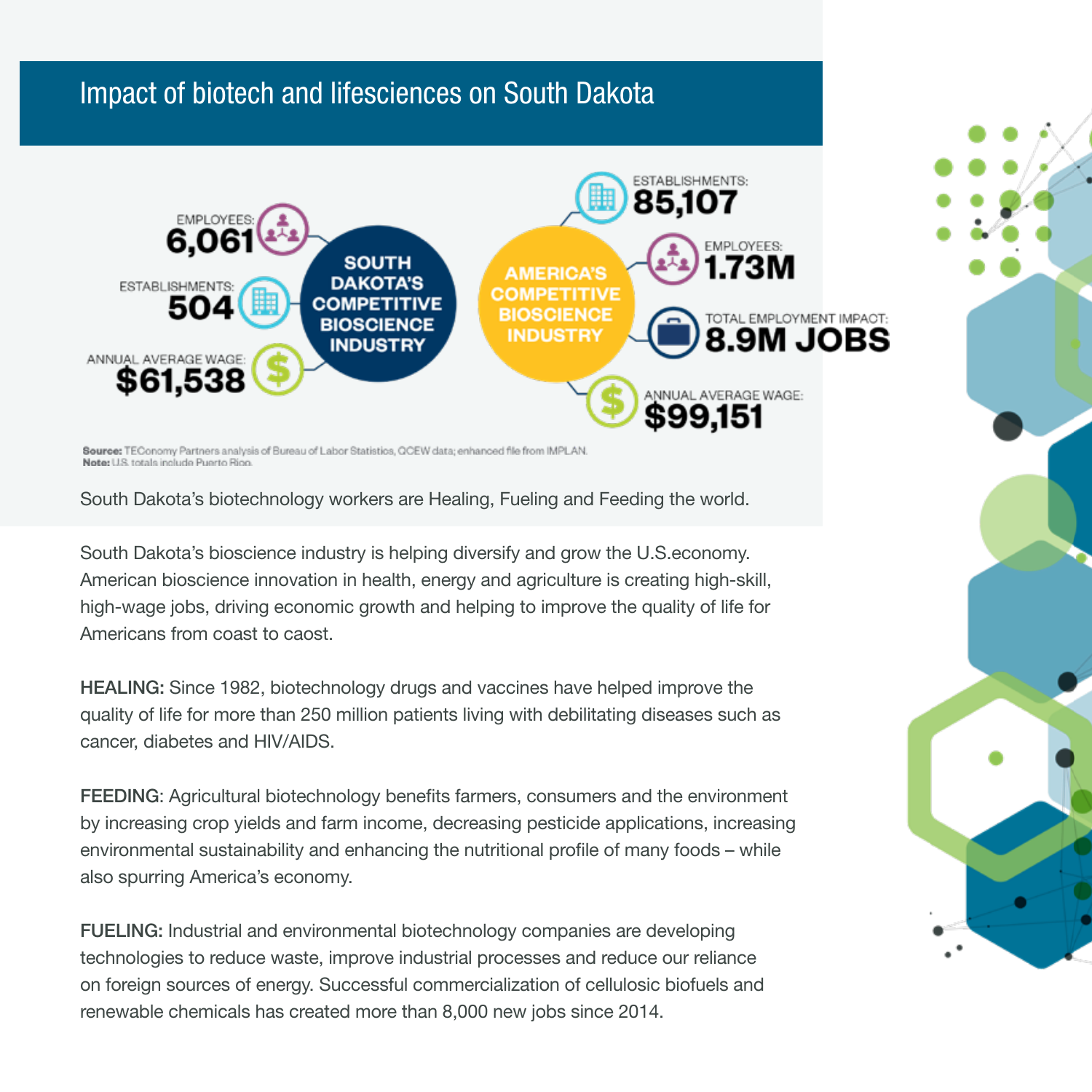## Impact of biotech and lifesciences on South Dakota

**SOUTH DAKOTA'S COMPETITIVE BIOSCIENCE INDUSTRY**

- EMPLOYEES: **6,061**
- ESTABLISHMENTS: **504**
- ANNUAL AVERAGE WAGE: **$61,538**

**AMERICA'S COMPETITIVE BIOSCIENCE INDUSTRY**

- ESTABLISHMENTS: **85,107**
- EMPLOYEES: **1.73M**
- TOTAL EMPLOYMENT IMPACT: **8.9M JOBS**
- ANNUAL AVERAGE WAGE: **$99,151**

**Source:** TEConomy Partners analysis of Bureau of Labor Statistics, QCEW data; enhanced file from IMPLAN.
**Note:** U.S. totals include Puerto Rico.

South Dakota's biotechnology workers are Healing, Fueling and Feeding the world.

South Dakota's bioscience industry is helping diversify and grow the U.S.economy. American bioscience innovation in health, energy and agriculture is creating high-skill, high-wage jobs, driving economic growth and helping to improve the quality of life for Americans from coast to caost.

**HEALING:** Since 1982, biotechnology drugs and vaccines have helped improve the quality of life for more than 250 million patients living with debilitating diseases such as cancer, diabetes and HIV/AIDS.

**FEEDING**: Agricultural biotechnology benefits farmers, consumers and the environment by increasing crop yields and farm income, decreasing pesticide applications, increasing environmental sustainability and enhancing the nutritional profile of many foods – while also spurring America's economy.

**FUELING:** Industrial and environmental biotechnology companies are developing technologies to reduce waste, improve industrial processes and reduce our reliance on foreign sources of energy. Successful commercialization of cellulosic biofuels and renewable chemicals has created more than 8,000 new jobs since 2014.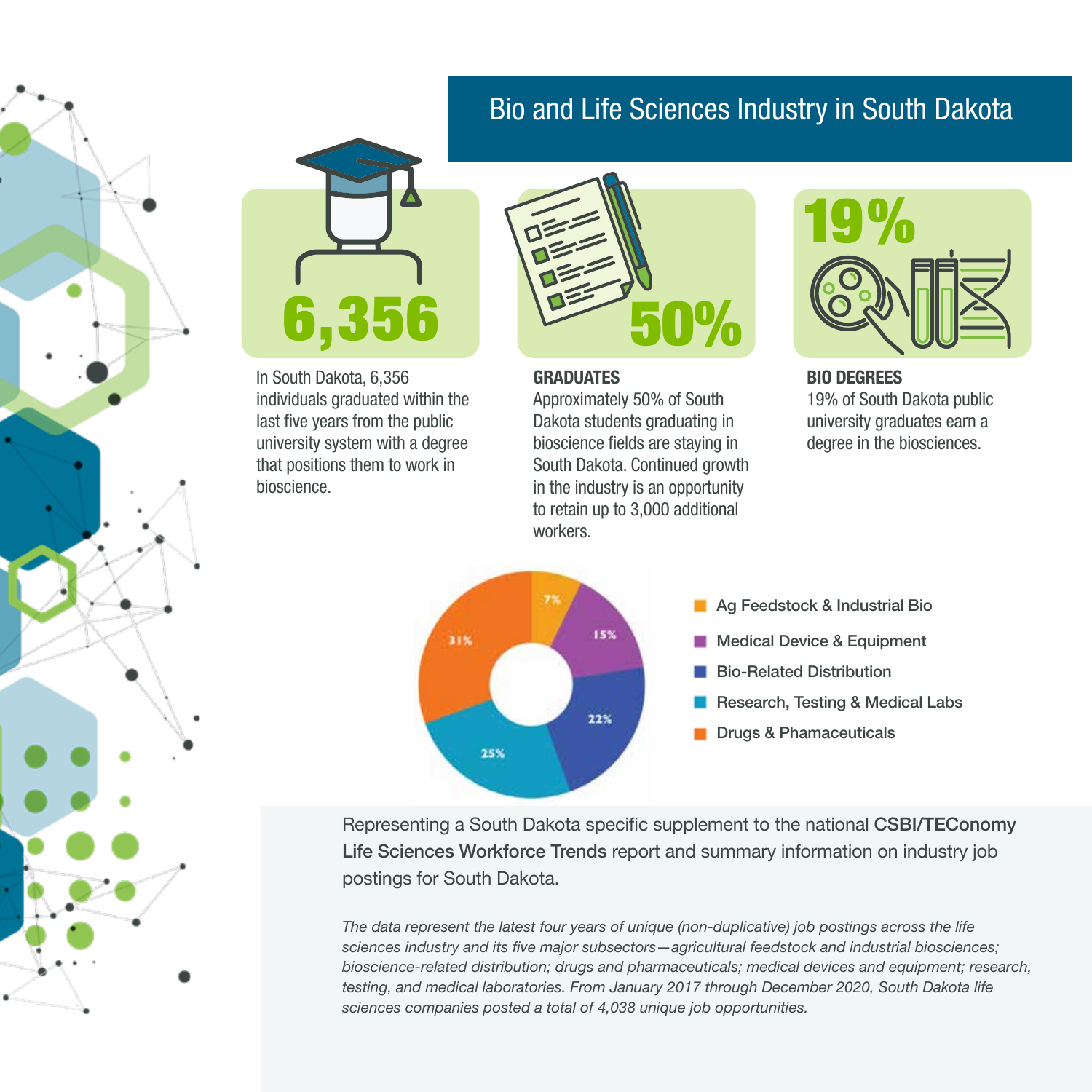# Bio and Life Sciences Industry in South Dakota

**6,356**

In South Dakota, 6,356 individuals graduated within the last five years from the public university system with a degree that positions them to work in bioscience.

**50%**

**GRADUATES**

Approximately 50% of South Dakota students graduating in bioscience fields are staying in South Dakota. Continued growth in the industry is an opportunity to retain up to 3,000 additional workers.

**19%**

**BIO DEGREES**

19% of South Dakota public university graduates earn a degree in the biosciences.

| Subsector | Share |
|---|---|
| Ag Feedstock & Industrial Bio | 7% |
| Medical Device & Equipment | 15% |
| Bio-Related Distribution | 22% |
| Research, Testing & Medical Labs | 25% |
| Drugs & Phamaceuticals | 31% |

Representing a South Dakota specific supplement to the national **CSBI/TEConomy Life Sciences Workforce Trends** report and summary information on industry job postings for South Dakota.

*The data represent the latest four years of unique (non-duplicative) job postings across the life sciences industry and its five major subsectors—agricultural feedstock and industrial biosciences; bioscience-related distribution; drugs and pharmaceuticals; medical devices and equipment; research, testing, and medical laboratories. From January 2017 through December 2020, South Dakota life sciences companies posted a total of 4,038 unique job opportunities.*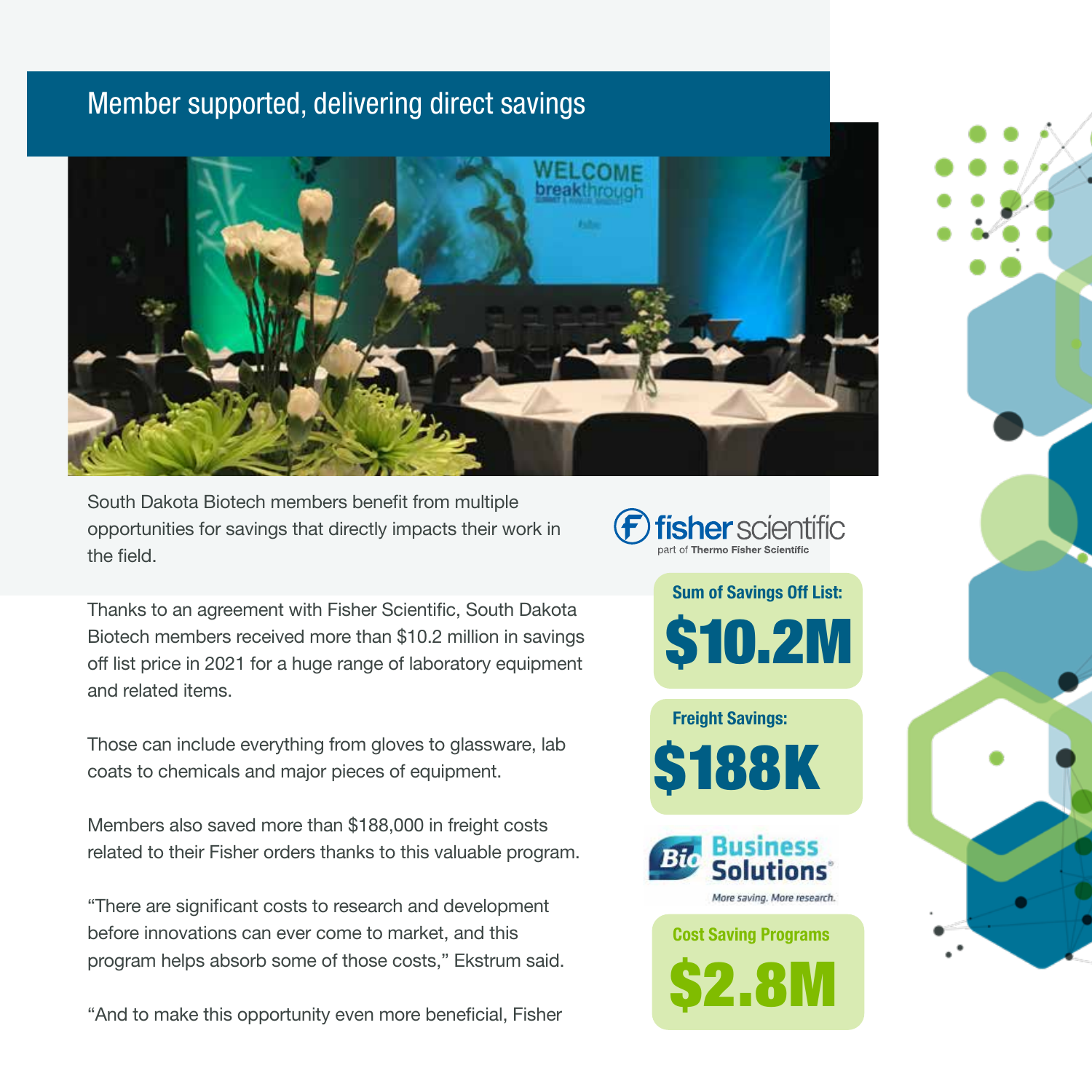## Member supported, delivering direct savings

South Dakota Biotech members benefit from multiple opportunities for savings that directly impacts their work in the field.

Thanks to an agreement with Fisher Scientific, South Dakota Biotech members received more than $10.2 million in savings off list price in 2021 for a huge range of laboratory equipment and related items.

Those can include everything from gloves to glassware, lab coats to chemicals and major pieces of equipment.

Members also saved more than $188,000 in freight costs related to their Fisher orders thanks to this valuable program.

"There are significant costs to research and development before innovations can ever come to market, and this program helps absorb some of those costs," Ekstrum said.

"And to make this opportunity even more beneficial, Fisher

fisher scientific
part of Thermo Fisher Scientific

**Sum of Savings Off List:**

**$10.2M**

**Freight Savings:**

**$188K**

Bio Business Solutions®
*More saving. More research.*

**Cost Saving Programs**

**$2.8M**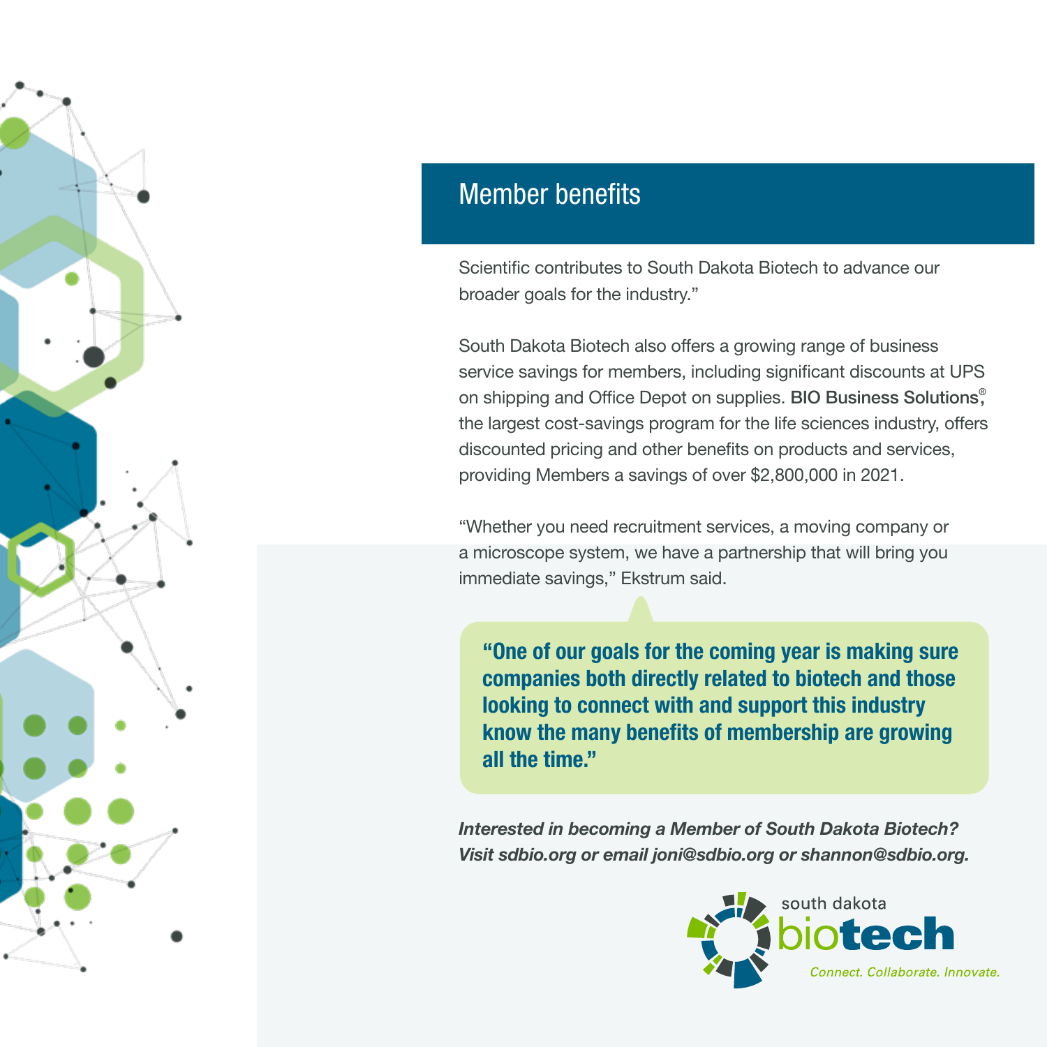## Member benefits

Scientific contributes to South Dakota Biotech to advance our broader goals for the industry."

South Dakota Biotech also offers a growing range of business service savings for members, including significant discounts at UPS on shipping and Office Depot on supplies. BIO Business Solutions®, the largest cost-savings program for the life sciences industry, offers discounted pricing and other benefits on products and services, providing Members a savings of over $2,800,000 in 2021.

"Whether you need recruitment services, a moving company or a microscope system, we have a partnership that will bring you immediate savings," Ekstrum said.

**"One of our goals for the coming year is making sure companies both directly related to biotech and those looking to connect with and support this industry know the many benefits of membership are growing all the time."**

***Interested in becoming a Member of South Dakota Biotech? Visit sdbio.org or email joni@sdbio.org or shannon@sdbio.org.***

south dakota biotech

*Connect. Collaborate. Innovate.*